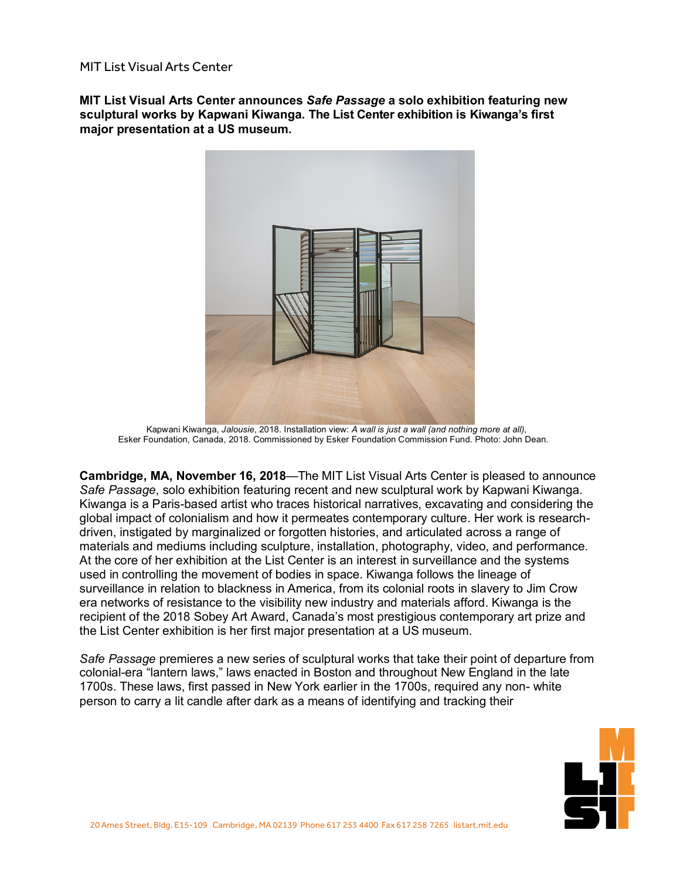MIT List Visual Arts Center

**MIT List Visual Arts Center announces *Safe Passage* a solo exhibition featuring new sculptural works by Kapwani Kiwanga. The List Center exhibition is Kiwanga's first major presentation at a US museum.**

Kapwani Kiwanga, *Jalousie*, 2018. Installation view: *A wall is just a wall (and nothing more at all)*, Esker Foundation, Canada, 2018. Commissioned by Esker Foundation Commission Fund. Photo: John Dean.

**Cambridge, MA, November 16, 2018**—The MIT List Visual Arts Center is pleased to announce *Safe Passage*, solo exhibition featuring recent and new sculptural work by Kapwani Kiwanga. Kiwanga is a Paris-based artist who traces historical narratives, excavating and considering the global impact of colonialism and how it permeates contemporary culture. Her work is research-driven, instigated by marginalized or forgotten histories, and articulated across a range of materials and mediums including sculpture, installation, photography, video, and performance. At the core of her exhibition at the List Center is an interest in surveillance and the systems used in controlling the movement of bodies in space. Kiwanga follows the lineage of surveillance in relation to blackness in America, from its colonial roots in slavery to Jim Crow era networks of resistance to the visibility new industry and materials afford. Kiwanga is the recipient of the 2018 Sobey Art Award, Canada's most prestigious contemporary art prize and the List Center exhibition is her first major presentation at a US museum.

*Safe Passage* premieres a new series of sculptural works that take their point of departure from colonial-era "lantern laws," laws enacted in Boston and throughout New England in the late 1700s. These laws, first passed in New York earlier in the 1700s, required any non- white person to carry a lit candle after dark as a means of identifying and tracking their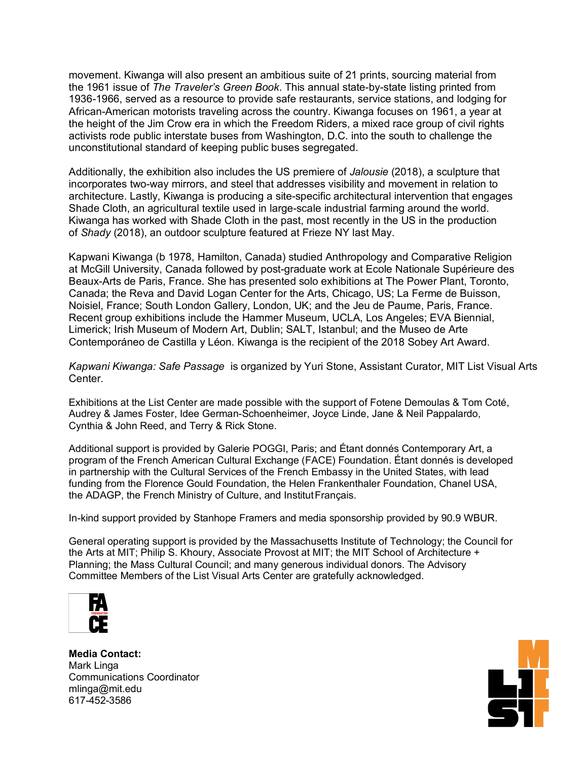movement. Kiwanga will also present an ambitious suite of 21 prints, sourcing material from the 1961 issue of *The Traveler's Green Book*. This annual state-by-state listing printed from 1936-1966, served as a resource to provide safe restaurants, service stations, and lodging for African-American motorists traveling across the country. Kiwanga focuses on 1961, a year at the height of the Jim Crow era in which the Freedom Riders, a mixed race group of civil rights activists rode public interstate buses from Washington, D.C. into the south to challenge the unconstitutional standard of keeping public buses segregated.

Additionally, the exhibition also includes the US premiere of *Jalousie* (2018), a sculpture that incorporates two-way mirrors, and steel that addresses visibility and movement in relation to architecture. Lastly, Kiwanga is producing a site-specific architectural intervention that engages Shade Cloth, an agricultural textile used in large-scale industrial farming around the world. Kiwanga has worked with Shade Cloth in the past, most recently in the US in the production of *Shady* (2018), an outdoor sculpture featured at Frieze NY last May.

Kapwani Kiwanga (b 1978, Hamilton, Canada) studied Anthropology and Comparative Religion at McGill University, Canada followed by post-graduate work at Ecole Nationale Supérieure des Beaux-Arts de Paris, France. She has presented solo exhibitions at The Power Plant, Toronto, Canada; the Reva and David Logan Center for the Arts, Chicago, US; La Ferme de Buisson, Noisiel, France; South London Gallery, London, UK; and the Jeu de Paume, Paris, France. Recent group exhibitions include the Hammer Museum, UCLA, Los Angeles; EVA Biennial, Limerick; Irish Museum of Modern Art, Dublin; SALT, Istanbul; and the Museo de Arte Contemporáneo de Castilla y Léon. Kiwanga is the recipient of the 2018 Sobey Art Award.

*Kapwani Kiwanga: Safe Passage* is organized by Yuri Stone, Assistant Curator, MIT List Visual Arts Center.

Exhibitions at the List Center are made possible with the support of Fotene Demoulas & Tom Coté, Audrey & James Foster, Idee German-Schoenheimer, Joyce Linde, Jane & Neil Pappalardo, Cynthia & John Reed, and Terry & Rick Stone.

Additional support is provided by Galerie POGGI, Paris; and Étant donnés Contemporary Art, a program of the French American Cultural Exchange (FACE) Foundation. Étant donnés is developed in partnership with the Cultural Services of the French Embassy in the United States, with lead funding from the Florence Gould Foundation, the Helen Frankenthaler Foundation, Chanel USA, the ADAGP, the French Ministry of Culture, and Institut Français.

In-kind support provided by Stanhope Framers and media sponsorship provided by 90.9 WBUR.

General operating support is provided by the Massachusetts Institute of Technology; the Council for the Arts at MIT; Philip S. Khoury, Associate Provost at MIT; the MIT School of Architecture + Planning; the Mass Cultural Council; and many generous individual donors. The Advisory Committee Members of the List Visual Arts Center are gratefully acknowledged.

**Media Contact:**
Mark Linga
Communications Coordinator
mlinga@mit.edu
617-452-3586